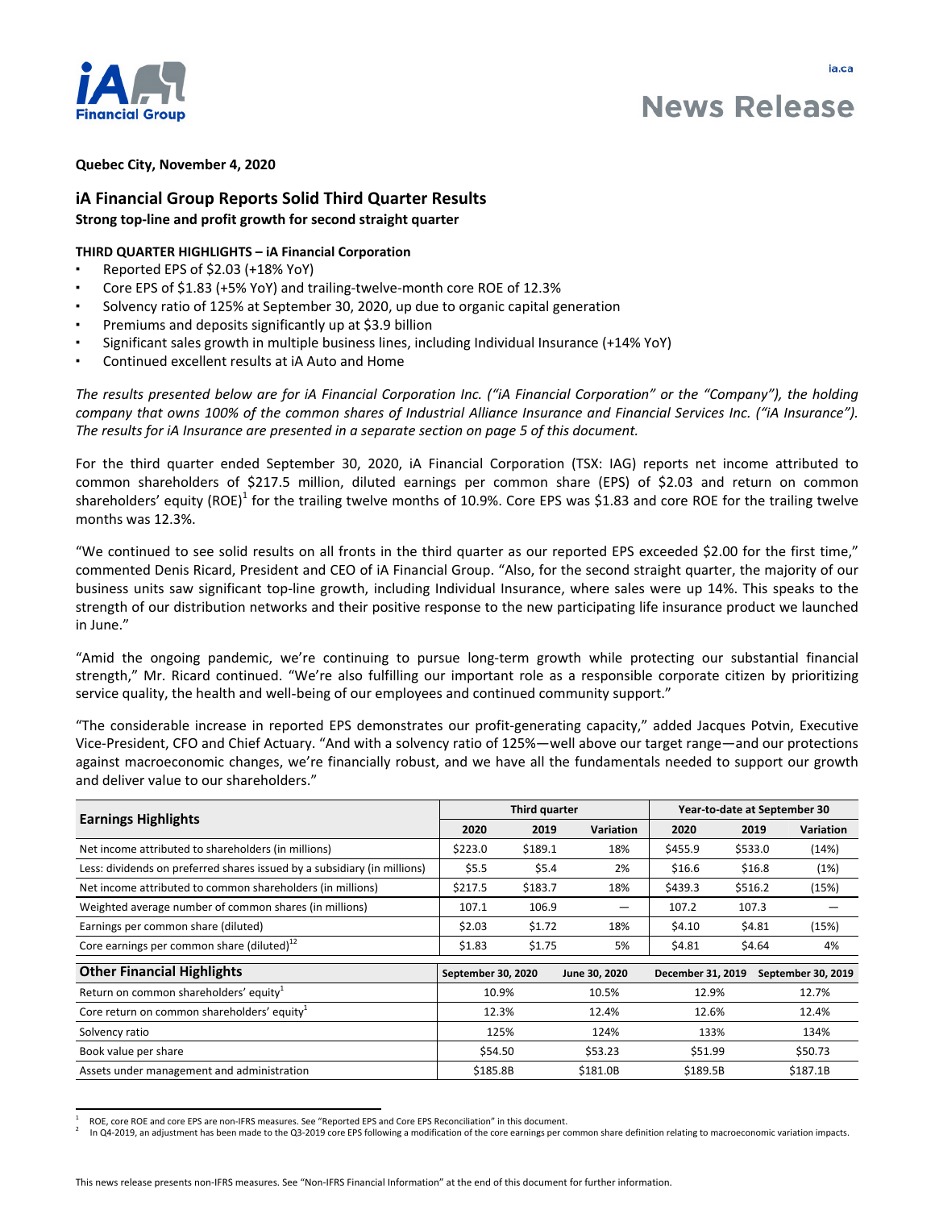ia.ca

# News Release

**Quebec City, November 4, 2020**

## iA Financial Group Reports Solid Third Quarter Results

**Strong top-line and profit growth for second straight quarter**

**THIRD QUARTER HIGHLIGHTS – iA Financial Corporation**

- Reported EPS of $2.03 (+18% YoY)
- Core EPS of $1.83 (+5% YoY) and trailing-twelve-month core ROE of 12.3%
- Solvency ratio of 125% at September 30, 2020, up due to organic capital generation
- Premiums and deposits significantly up at $3.9 billion
- Significant sales growth in multiple business lines, including Individual Insurance (+14% YoY)
- Continued excellent results at iA Auto and Home

*The results presented below are for iA Financial Corporation Inc. ("iA Financial Corporation" or the "Company"), the holding company that owns 100% of the common shares of Industrial Alliance Insurance and Financial Services Inc. ("iA Insurance"). The results for iA Insurance are presented in a separate section on page 5 of this document.*

For the third quarter ended September 30, 2020, iA Financial Corporation (TSX: IAG) reports net income attributed to common shareholders of $217.5 million, diluted earnings per common share (EPS) of $2.03 and return on common shareholders' equity (ROE)[1] for the trailing twelve months of 10.9%. Core EPS was $1.83 and core ROE for the trailing twelve months was 12.3%.

"We continued to see solid results on all fronts in the third quarter as our reported EPS exceeded $2.00 for the first time," commented Denis Ricard, President and CEO of iA Financial Group. "Also, for the second straight quarter, the majority of our business units saw significant top-line growth, including Individual Insurance, where sales were up 14%. This speaks to the strength of our distribution networks and their positive response to the new participating life insurance product we launched in June."

"Amid the ongoing pandemic, we're continuing to pursue long-term growth while protecting our substantial financial strength," Mr. Ricard continued. "We're also fulfilling our important role as a responsible corporate citizen by prioritizing service quality, the health and well-being of our employees and continued community support."

"The considerable increase in reported EPS demonstrates our profit-generating capacity," added Jacques Potvin, Executive Vice-President, CFO and Chief Actuary. "And with a solvency ratio of 125%—well above our target range—and our protections against macroeconomic changes, we're financially robust, and we have all the fundamentals needed to support our growth and deliver value to our shareholders."

| Earnings Highlights | Third quarter | | | Year-to-date at September 30 | | |
|---|---|---|---|---|---|---|
| | 2020 | 2019 | Variation | 2020 | 2019 | Variation |
| Net income attributed to shareholders (in millions) | $223.0 | $189.1 | 18% | $455.9 | $533.0 | (14%) |
| Less: dividends on preferred shares issued by a subsidiary (in millions) | $5.5 | $5.4 | 2% | $16.6 | $16.8 | (1%) |
| Net income attributed to common shareholders (in millions) | $217.5 | $183.7 | 18% | $439.3 | $516.2 | (15%) |
| Weighted average number of common shares (in millions) | 107.1 | 106.9 | — | 107.2 | 107.3 | — |
| Earnings per common share (diluted) | $2.03 | $1.72 | 18% | $4.10 | $4.81 | (15%) |
| Core earnings per common share (diluted)[1,2] | $1.83 | $1.75 | 5% | $4.81 | $4.64 | 4% |

| Other Financial Highlights | September 30, 2020 | June 30, 2020 | December 31, 2019 | September 30, 2019 |
|---|---|---|---|---|
| Return on common shareholders' equity[1] | 10.9% | 10.5% | 12.9% | 12.7% |
| Core return on common shareholders' equity[1] | 12.3% | 12.4% | 12.6% | 12.4% |
| Solvency ratio | 125% | 124% | 133% | 134% |
| Book value per share | $54.50 | $53.23 | $51.99 | $50.73 |
| Assets under management and administration | $185.8B | $181.0B | $189.5B | $187.1B |

[1] ROE, core ROE and core EPS are non-IFRS measures. See "Reported EPS and Core EPS Reconciliation" in this document.
[2] In Q4-2019, an adjustment has been made to the Q3-2019 core EPS following a modification of the core earnings per common share definition relating to macroeconomic variation impacts.

This news release presents non-IFRS measures. See "Non-IFRS Financial Information" at the end of this document for further information.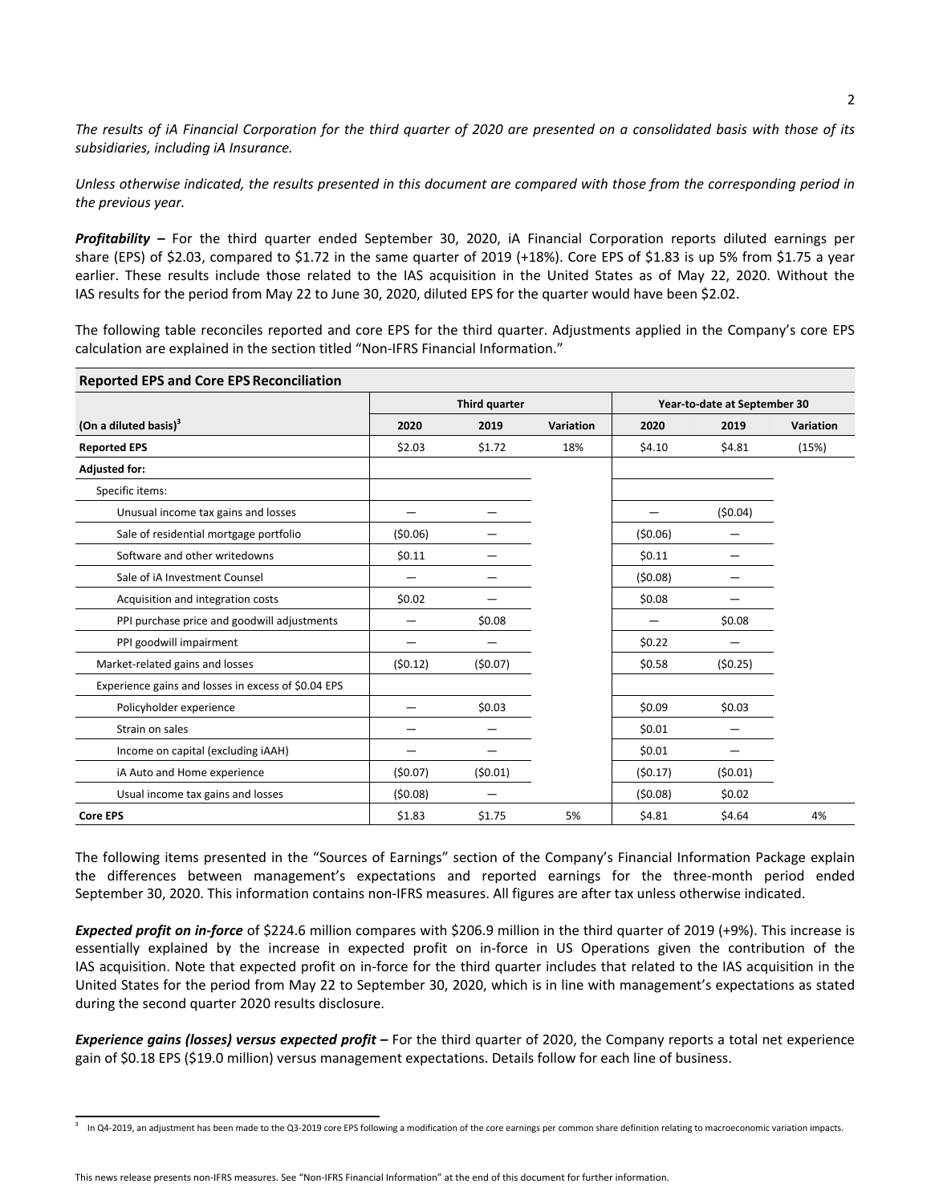*The results of iA Financial Corporation for the third quarter of 2020 are presented on a consolidated basis with those of its subsidiaries, including iA Insurance.*

*Unless otherwise indicated, the results presented in this document are compared with those from the corresponding period in the previous year.*

***Profitability –*** For the third quarter ended September 30, 2020, iA Financial Corporation reports diluted earnings per share (EPS) of $2.03, compared to $1.72 in the same quarter of 2019 (+18%). Core EPS of $1.83 is up 5% from $1.75 a year earlier. These results include those related to the IAS acquisition in the United States as of May 22, 2020. Without the IAS results for the period from May 22 to June 30, 2020, diluted EPS for the quarter would have been $2.02.

The following table reconciles reported and core EPS for the third quarter. Adjustments applied in the Company's core EPS calculation are explained in the section titled "Non-IFRS Financial Information."

**Reported EPS and Core EPS Reconciliation**

| | Third quarter | | | Year-to-date at September 30 | | |
|---|---|---|---|---|---|---|
| **(On a diluted basis)**[3] | **2020** | **2019** | **Variation** | **2020** | **2019** | **Variation** |
| **Reported EPS** | $2.03 | $1.72 | 18% | $4.10 | $4.81 | (15%) |
| **Adjusted for:** | | | | | | |
| Specific items: | | | | | | |
| Unusual income tax gains and losses | — | — | | — | ($0.04) | |
| Sale of residential mortgage portfolio | ($0.06) | — | | ($0.06) | — | |
| Software and other writedowns | $0.11 | — | | $0.11 | — | |
| Sale of iA Investment Counsel | — | — | | ($0.08) | — | |
| Acquisition and integration costs | $0.02 | — | | $0.08 | — | |
| PPI purchase price and goodwill adjustments | — | $0.08 | | — | $0.08 | |
| PPI goodwill impairment | — | — | | $0.22 | — | |
| Market-related gains and losses | ($0.12) | ($0.07) | | $0.58 | ($0.25) | |
| Experience gains and losses in excess of $0.04 EPS | | | | | | |
| Policyholder experience | — | $0.03 | | $0.09 | $0.03 | |
| Strain on sales | — | — | | $0.01 | — | |
| Income on capital (excluding iAAH) | — | — | | $0.01 | — | |
| iA Auto and Home experience | ($0.07) | ($0.01) | | ($0.17) | ($0.01) | |
| Usual income tax gains and losses | ($0.08) | — | | ($0.08) | $0.02 | |
| **Core EPS** | $1.83 | $1.75 | 5% | $4.81 | $4.64 | 4% |

The following items presented in the "Sources of Earnings" section of the Company's Financial Information Package explain the differences between management's expectations and reported earnings for the three-month period ended September 30, 2020. This information contains non-IFRS measures. All figures are after tax unless otherwise indicated.

***Expected profit on in-force*** of $224.6 million compares with $206.9 million in the third quarter of 2019 (+9%). This increase is essentially explained by the increase in expected profit on in-force in US Operations given the contribution of the IAS acquisition. Note that expected profit on in-force for the third quarter includes that related to the IAS acquisition in the United States for the period from May 22 to September 30, 2020, which is in line with management's expectations as stated during the second quarter 2020 results disclosure.

***Experience gains (losses) versus expected profit –*** For the third quarter of 2020, the Company reports a total net experience gain of $0.18 EPS ($19.0 million) versus management expectations. Details follow for each line of business.

[3] In Q4-2019, an adjustment has been made to the Q3-2019 core EPS following a modification of the core earnings per common share definition relating to macroeconomic variation impacts.

This news release presents non-IFRS measures. See "Non-IFRS Financial Information" at the end of this document for further information.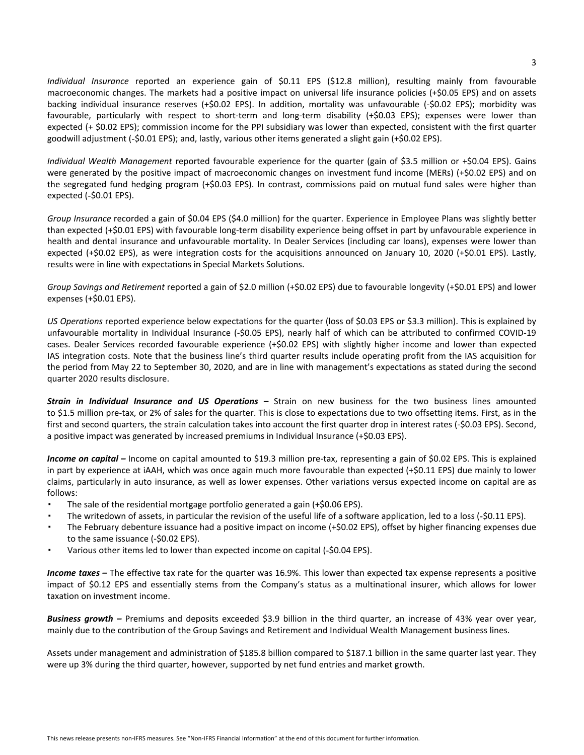*Individual Insurance* reported an experience gain of $0.11 EPS ($12.8 million), resulting mainly from favourable macroeconomic changes. The markets had a positive impact on universal life insurance policies (+$0.05 EPS) and on assets backing individual insurance reserves (+$0.02 EPS). In addition, mortality was unfavourable (-$0.02 EPS); morbidity was favourable, particularly with respect to short-term and long-term disability (+$0.03 EPS); expenses were lower than expected (+ $0.02 EPS); commission income for the PPI subsidiary was lower than expected, consistent with the first quarter goodwill adjustment (-$0.01 EPS); and, lastly, various other items generated a slight gain (+$0.02 EPS).

*Individual Wealth Management* reported favourable experience for the quarter (gain of $3.5 million or +$0.04 EPS). Gains were generated by the positive impact of macroeconomic changes on investment fund income (MERs) (+$0.02 EPS) and on the segregated fund hedging program (+$0.03 EPS). In contrast, commissions paid on mutual fund sales were higher than expected (-$0.01 EPS).

*Group Insurance* recorded a gain of $0.04 EPS ($4.0 million) for the quarter. Experience in Employee Plans was slightly better than expected (+$0.01 EPS) with favourable long-term disability experience being offset in part by unfavourable experience in health and dental insurance and unfavourable mortality. In Dealer Services (including car loans), expenses were lower than expected (+$0.02 EPS), as were integration costs for the acquisitions announced on January 10, 2020 (+$0.01 EPS). Lastly, results were in line with expectations in Special Markets Solutions.

*Group Savings and Retirement* reported a gain of $2.0 million (+$0.02 EPS) due to favourable longevity (+$0.01 EPS) and lower expenses (+$0.01 EPS).

*US Operations* reported experience below expectations for the quarter (loss of $0.03 EPS or $3.3 million). This is explained by unfavourable mortality in Individual Insurance (-$0.05 EPS), nearly half of which can be attributed to confirmed COVID-19 cases. Dealer Services recorded favourable experience (+$0.02 EPS) with slightly higher income and lower than expected IAS integration costs. Note that the business line's third quarter results include operating profit from the IAS acquisition for the period from May 22 to September 30, 2020, and are in line with management's expectations as stated during the second quarter 2020 results disclosure.

***Strain in Individual Insurance and US Operations –*** Strain on new business for the two business lines amounted to $1.5 million pre-tax, or 2% of sales for the quarter. This is close to expectations due to two offsetting items. First, as in the first and second quarters, the strain calculation takes into account the first quarter drop in interest rates (-$0.03 EPS). Second, a positive impact was generated by increased premiums in Individual Insurance (+$0.03 EPS).

***Income on capital –*** Income on capital amounted to $19.3 million pre-tax, representing a gain of $0.02 EPS. This is explained in part by experience at iAAH, which was once again much more favourable than expected (+$0.11 EPS) due mainly to lower claims, particularly in auto insurance, as well as lower expenses. Other variations versus expected income on capital are as follows:

- The sale of the residential mortgage portfolio generated a gain (+$0.06 EPS).
- The writedown of assets, in particular the revision of the useful life of a software application, led to a loss (-$0.11 EPS).
- The February debenture issuance had a positive impact on income (+$0.02 EPS), offset by higher financing expenses due to the same issuance (-$0.02 EPS).
- Various other items led to lower than expected income on capital (-$0.04 EPS).

***Income taxes –*** The effective tax rate for the quarter was 16.9%. This lower than expected tax expense represents a positive impact of $0.12 EPS and essentially stems from the Company's status as a multinational insurer, which allows for lower taxation on investment income.

***Business growth –*** Premiums and deposits exceeded $3.9 billion in the third quarter, an increase of 43% year over year, mainly due to the contribution of the Group Savings and Retirement and Individual Wealth Management business lines.

Assets under management and administration of $185.8 billion compared to $187.1 billion in the same quarter last year. They were up 3% during the third quarter, however, supported by net fund entries and market growth.

This news release presents non-IFRS measures. See "Non-IFRS Financial Information" at the end of this document for further information.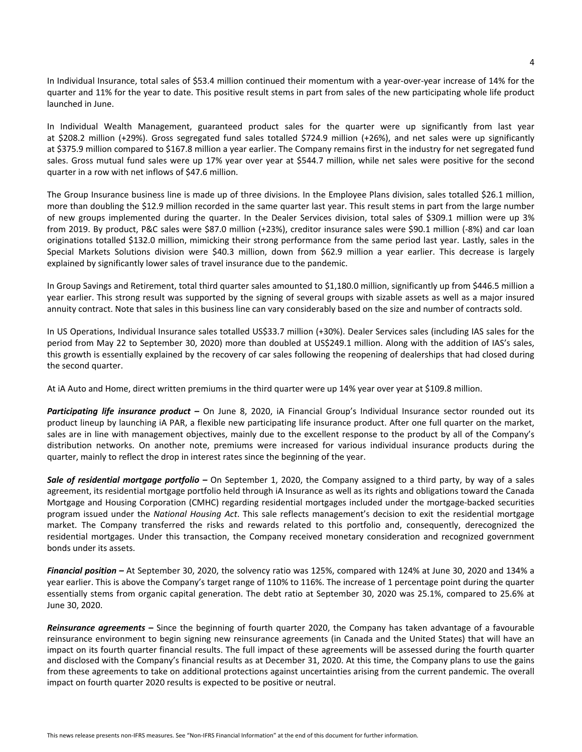In Individual Insurance, total sales of $53.4 million continued their momentum with a year-over-year increase of 14% for the quarter and 11% for the year to date. This positive result stems in part from sales of the new participating whole life product launched in June.

In Individual Wealth Management, guaranteed product sales for the quarter were up significantly from last year at $208.2 million (+29%). Gross segregated fund sales totalled $724.9 million (+26%), and net sales were up significantly at $375.9 million compared to $167.8 million a year earlier. The Company remains first in the industry for net segregated fund sales. Gross mutual fund sales were up 17% year over year at $544.7 million, while net sales were positive for the second quarter in a row with net inflows of $47.6 million.

The Group Insurance business line is made up of three divisions. In the Employee Plans division, sales totalled $26.1 million, more than doubling the $12.9 million recorded in the same quarter last year. This result stems in part from the large number of new groups implemented during the quarter. In the Dealer Services division, total sales of $309.1 million were up 3% from 2019. By product, P&C sales were $87.0 million (+23%), creditor insurance sales were $90.1 million (-8%) and car loan originations totalled $132.0 million, mimicking their strong performance from the same period last year. Lastly, sales in the Special Markets Solutions division were $40.3 million, down from $62.9 million a year earlier. This decrease is largely explained by significantly lower sales of travel insurance due to the pandemic.

In Group Savings and Retirement, total third quarter sales amounted to $1,180.0 million, significantly up from $446.5 million a year earlier. This strong result was supported by the signing of several groups with sizable assets as well as a major insured annuity contract. Note that sales in this business line can vary considerably based on the size and number of contracts sold.

In US Operations, Individual Insurance sales totalled US$33.7 million (+30%). Dealer Services sales (including IAS sales for the period from May 22 to September 30, 2020) more than doubled at US$249.1 million. Along with the addition of IAS's sales, this growth is essentially explained by the recovery of car sales following the reopening of dealerships that had closed during the second quarter.

At iA Auto and Home, direct written premiums in the third quarter were up 14% year over year at $109.8 million.

***Participating life insurance product –*** On June 8, 2020, iA Financial Group's Individual Insurance sector rounded out its product lineup by launching iA PAR, a flexible new participating life insurance product. After one full quarter on the market, sales are in line with management objectives, mainly due to the excellent response to the product by all of the Company's distribution networks. On another note, premiums were increased for various individual insurance products during the quarter, mainly to reflect the drop in interest rates since the beginning of the year.

***Sale of residential mortgage portfolio –*** On September 1, 2020, the Company assigned to a third party, by way of a sales agreement, its residential mortgage portfolio held through iA Insurance as well as its rights and obligations toward the Canada Mortgage and Housing Corporation (CMHC) regarding residential mortgages included under the mortgage-backed securities program issued under the *National Housing Act*. This sale reflects management's decision to exit the residential mortgage market. The Company transferred the risks and rewards related to this portfolio and, consequently, derecognized the residential mortgages. Under this transaction, the Company received monetary consideration and recognized government bonds under its assets.

***Financial position –*** At September 30, 2020, the solvency ratio was 125%, compared with 124% at June 30, 2020 and 134% a year earlier. This is above the Company's target range of 110% to 116%. The increase of 1 percentage point during the quarter essentially stems from organic capital generation. The debt ratio at September 30, 2020 was 25.1%, compared to 25.6% at June 30, 2020.

***Reinsurance agreements –*** Since the beginning of fourth quarter 2020, the Company has taken advantage of a favourable reinsurance environment to begin signing new reinsurance agreements (in Canada and the United States) that will have an impact on its fourth quarter financial results. The full impact of these agreements will be assessed during the fourth quarter and disclosed with the Company's financial results as at December 31, 2020. At this time, the Company plans to use the gains from these agreements to take on additional protections against uncertainties arising from the current pandemic. The overall impact on fourth quarter 2020 results is expected to be positive or neutral.

This news release presents non-IFRS measures. See "Non-IFRS Financial Information" at the end of this document for further information.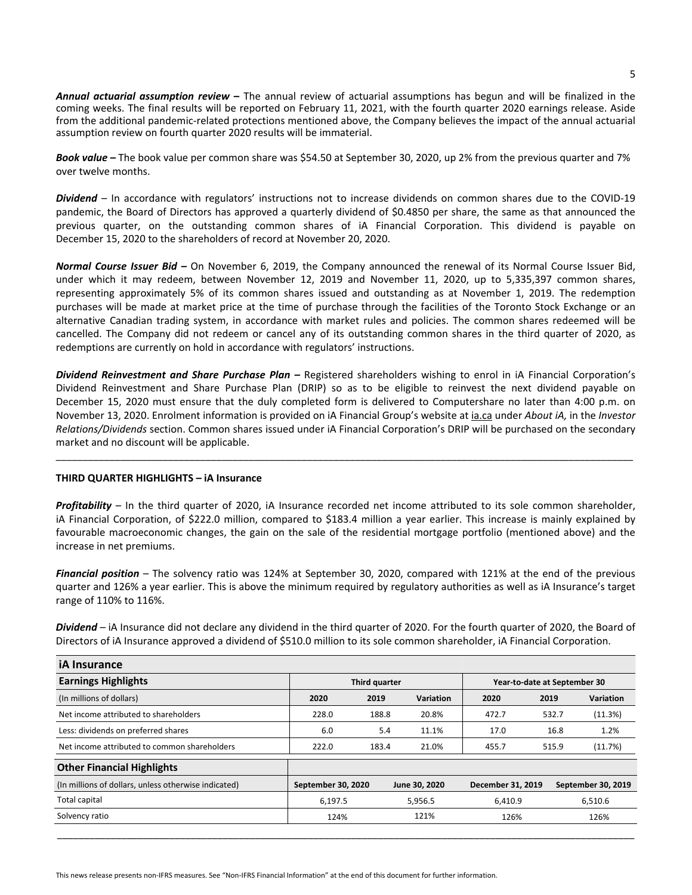***Annual actuarial assumption review –*** The annual review of actuarial assumptions has begun and will be finalized in the coming weeks. The final results will be reported on February 11, 2021, with the fourth quarter 2020 earnings release. Aside from the additional pandemic-related protections mentioned above, the Company believes the impact of the annual actuarial assumption review on fourth quarter 2020 results will be immaterial.

***Book value –*** The book value per common share was $54.50 at September 30, 2020, up 2% from the previous quarter and 7% over twelve months.

***Dividend*** – In accordance with regulators' instructions not to increase dividends on common shares due to the COVID-19 pandemic, the Board of Directors has approved a quarterly dividend of $0.4850 per share, the same as that announced the previous quarter, on the outstanding common shares of iA Financial Corporation. This dividend is payable on December 15, 2020 to the shareholders of record at November 20, 2020.

***Normal Course Issuer Bid –*** On November 6, 2019, the Company announced the renewal of its Normal Course Issuer Bid, under which it may redeem, between November 12, 2019 and November 11, 2020, up to 5,335,397 common shares, representing approximately 5% of its common shares issued and outstanding as at November 1, 2019. The redemption purchases will be made at market price at the time of purchase through the facilities of the Toronto Stock Exchange or an alternative Canadian trading system, in accordance with market rules and policies. The common shares redeemed will be cancelled. The Company did not redeem or cancel any of its outstanding common shares in the third quarter of 2020, as redemptions are currently on hold in accordance with regulators' instructions.

***Dividend Reinvestment and Share Purchase Plan –*** Registered shareholders wishing to enrol in iA Financial Corporation's Dividend Reinvestment and Share Purchase Plan (DRIP) so as to be eligible to reinvest the next dividend payable on December 15, 2020 must ensure that the duly completed form is delivered to Computershare no later than 4:00 p.m. on November 13, 2020. Enrolment information is provided on iA Financial Group's website at ia.ca under *About iA,* in the *Investor Relations/Dividends* section. Common shares issued under iA Financial Corporation's DRIP will be purchased on the secondary market and no discount will be applicable.

---

**THIRD QUARTER HIGHLIGHTS – iA Insurance**

***Profitability*** – In the third quarter of 2020, iA Insurance recorded net income attributed to its sole common shareholder, iA Financial Corporation, of $222.0 million, compared to $183.4 million a year earlier. This increase is mainly explained by favourable macroeconomic changes, the gain on the sale of the residential mortgage portfolio (mentioned above) and the increase in net premiums.

***Financial position*** – The solvency ratio was 124% at September 30, 2020, compared with 121% at the end of the previous quarter and 126% a year earlier. This is above the minimum required by regulatory authorities as well as iA Insurance's target range of 110% to 116%.

***Dividend*** – iA Insurance did not declare any dividend in the third quarter of 2020. For the fourth quarter of 2020, the Board of Directors of iA Insurance approved a dividend of $510.0 million to its sole common shareholder, iA Financial Corporation.

**iA Insurance**

| **Earnings Highlights** | **Third quarter** | | | **Year-to-date at September 30** | | |
|---|---|---|---|---|---|---|
| (In millions of dollars) | **2020** | **2019** | **Variation** | **2020** | **2019** | **Variation** |
| Net income attributed to shareholders | 228.0 | 188.8 | 20.8% | 472.7 | 532.7 | (11.3%) |
| Less: dividends on preferred shares | 6.0 | 5.4 | 11.1% | 17.0 | 16.8 | 1.2% |
| Net income attributed to common shareholders | 222.0 | 183.4 | 21.0% | 455.7 | 515.9 | (11.7%) |

| **Other Financial Highlights** | | | | |
|---|---|---|---|---|
| (In millions of dollars, unless otherwise indicated) | **September 30, 2020** | **June 30, 2020** | **December 31, 2019** | **September 30, 2019** |
| Total capital | 6,197.5 | 5,956.5 | 6,410.9 | 6,510.6 |
| Solvency ratio | 124% | 121% | 126% | 126% |

---

This news release presents non-IFRS measures. See "Non-IFRS Financial Information" at the end of this document for further information.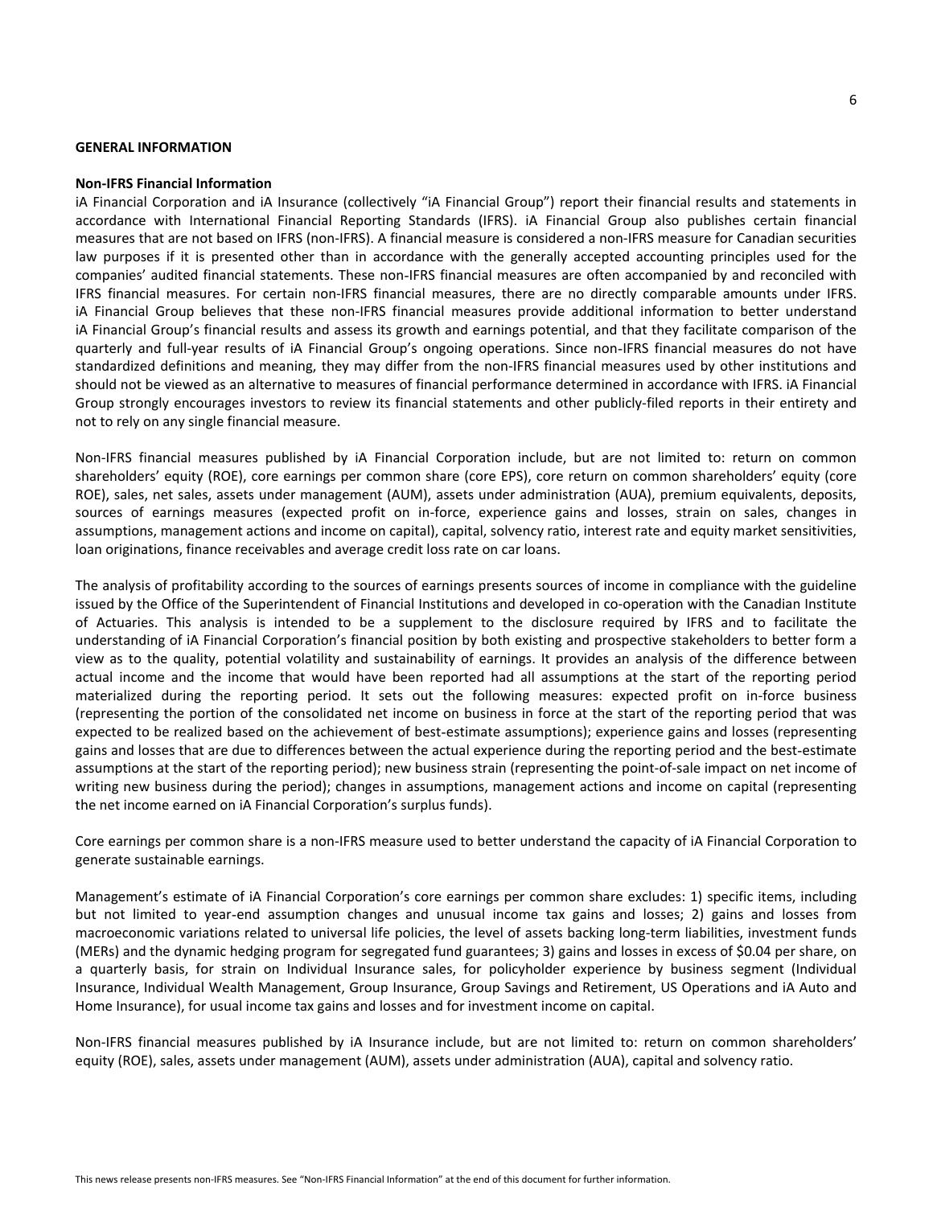## GENERAL INFORMATION

### Non-IFRS Financial Information

iA Financial Corporation and iA Insurance (collectively "iA Financial Group") report their financial results and statements in accordance with International Financial Reporting Standards (IFRS). iA Financial Group also publishes certain financial measures that are not based on IFRS (non-IFRS). A financial measure is considered a non-IFRS measure for Canadian securities law purposes if it is presented other than in accordance with the generally accepted accounting principles used for the companies' audited financial statements. These non-IFRS financial measures are often accompanied by and reconciled with IFRS financial measures. For certain non-IFRS financial measures, there are no directly comparable amounts under IFRS. iA Financial Group believes that these non-IFRS financial measures provide additional information to better understand iA Financial Group's financial results and assess its growth and earnings potential, and that they facilitate comparison of the quarterly and full-year results of iA Financial Group's ongoing operations. Since non-IFRS financial measures do not have standardized definitions and meaning, they may differ from the non-IFRS financial measures used by other institutions and should not be viewed as an alternative to measures of financial performance determined in accordance with IFRS. iA Financial Group strongly encourages investors to review its financial statements and other publicly-filed reports in their entirety and not to rely on any single financial measure.

Non-IFRS financial measures published by iA Financial Corporation include, but are not limited to: return on common shareholders' equity (ROE), core earnings per common share (core EPS), core return on common shareholders' equity (core ROE), sales, net sales, assets under management (AUM), assets under administration (AUA), premium equivalents, deposits, sources of earnings measures (expected profit on in-force, experience gains and losses, strain on sales, changes in assumptions, management actions and income on capital), capital, solvency ratio, interest rate and equity market sensitivities, loan originations, finance receivables and average credit loss rate on car loans.

The analysis of profitability according to the sources of earnings presents sources of income in compliance with the guideline issued by the Office of the Superintendent of Financial Institutions and developed in co-operation with the Canadian Institute of Actuaries. This analysis is intended to be a supplement to the disclosure required by IFRS and to facilitate the understanding of iA Financial Corporation's financial position by both existing and prospective stakeholders to better form a view as to the quality, potential volatility and sustainability of earnings. It provides an analysis of the difference between actual income and the income that would have been reported had all assumptions at the start of the reporting period materialized during the reporting period. It sets out the following measures: expected profit on in-force business (representing the portion of the consolidated net income on business in force at the start of the reporting period that was expected to be realized based on the achievement of best-estimate assumptions); experience gains and losses (representing gains and losses that are due to differences between the actual experience during the reporting period and the best-estimate assumptions at the start of the reporting period); new business strain (representing the point-of-sale impact on net income of writing new business during the period); changes in assumptions, management actions and income on capital (representing the net income earned on iA Financial Corporation's surplus funds).

Core earnings per common share is a non-IFRS measure used to better understand the capacity of iA Financial Corporation to generate sustainable earnings.

Management's estimate of iA Financial Corporation's core earnings per common share excludes: 1) specific items, including but not limited to year-end assumption changes and unusual income tax gains and losses; 2) gains and losses from macroeconomic variations related to universal life policies, the level of assets backing long-term liabilities, investment funds (MERs) and the dynamic hedging program for segregated fund guarantees; 3) gains and losses in excess of $0.04 per share, on a quarterly basis, for strain on Individual Insurance sales, for policyholder experience by business segment (Individual Insurance, Individual Wealth Management, Group Insurance, Group Savings and Retirement, US Operations and iA Auto and Home Insurance), for usual income tax gains and losses and for investment income on capital.

Non-IFRS financial measures published by iA Insurance include, but are not limited to: return on common shareholders' equity (ROE), sales, assets under management (AUM), assets under administration (AUA), capital and solvency ratio.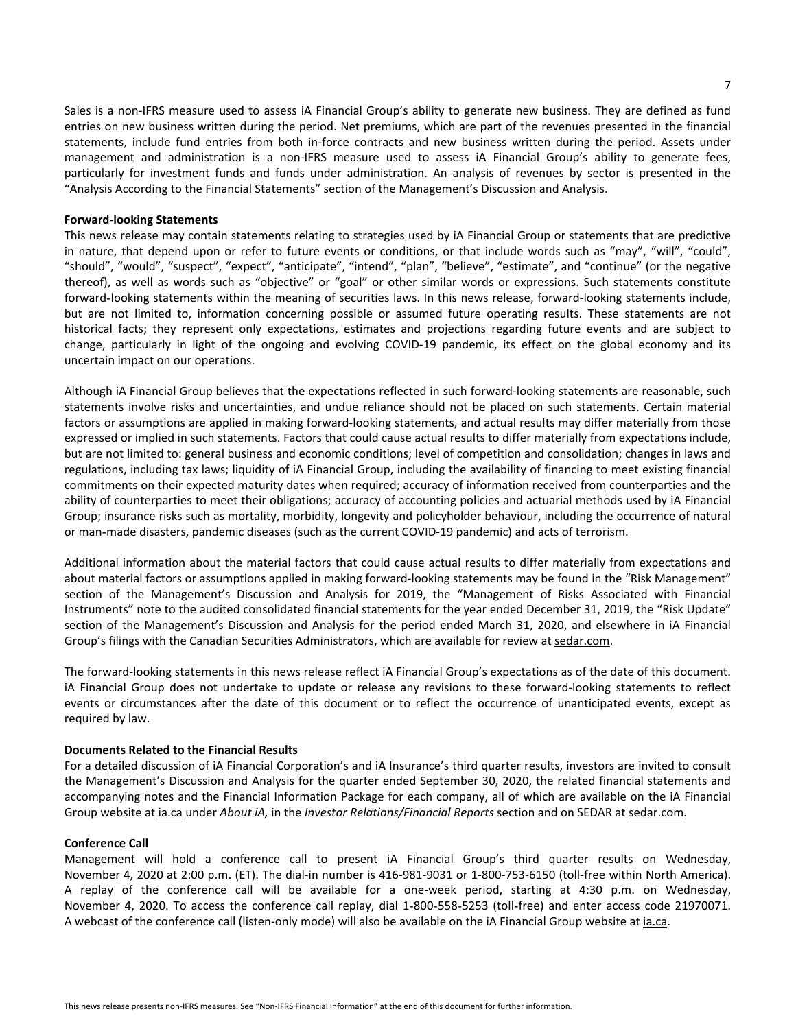Sales is a non-IFRS measure used to assess iA Financial Group's ability to generate new business. They are defined as fund entries on new business written during the period. Net premiums, which are part of the revenues presented in the financial statements, include fund entries from both in-force contracts and new business written during the period. Assets under management and administration is a non-IFRS measure used to assess iA Financial Group's ability to generate fees, particularly for investment funds and funds under administration. An analysis of revenues by sector is presented in the "Analysis According to the Financial Statements" section of the Management's Discussion and Analysis.

**Forward-looking Statements**

This news release may contain statements relating to strategies used by iA Financial Group or statements that are predictive in nature, that depend upon or refer to future events or conditions, or that include words such as "may", "will", "could", "should", "would", "suspect", "expect", "anticipate", "intend", "plan", "believe", "estimate", and "continue" (or the negative thereof), as well as words such as "objective" or "goal" or other similar words or expressions. Such statements constitute forward-looking statements within the meaning of securities laws. In this news release, forward-looking statements include, but are not limited to, information concerning possible or assumed future operating results. These statements are not historical facts; they represent only expectations, estimates and projections regarding future events and are subject to change, particularly in light of the ongoing and evolving COVID-19 pandemic, its effect on the global economy and its uncertain impact on our operations.

Although iA Financial Group believes that the expectations reflected in such forward-looking statements are reasonable, such statements involve risks and uncertainties, and undue reliance should not be placed on such statements. Certain material factors or assumptions are applied in making forward-looking statements, and actual results may differ materially from those expressed or implied in such statements. Factors that could cause actual results to differ materially from expectations include, but are not limited to: general business and economic conditions; level of competition and consolidation; changes in laws and regulations, including tax laws; liquidity of iA Financial Group, including the availability of financing to meet existing financial commitments on their expected maturity dates when required; accuracy of information received from counterparties and the ability of counterparties to meet their obligations; accuracy of accounting policies and actuarial methods used by iA Financial Group; insurance risks such as mortality, morbidity, longevity and policyholder behaviour, including the occurrence of natural or man-made disasters, pandemic diseases (such as the current COVID-19 pandemic) and acts of terrorism.

Additional information about the material factors that could cause actual results to differ materially from expectations and about material factors or assumptions applied in making forward-looking statements may be found in the "Risk Management" section of the Management's Discussion and Analysis for 2019, the "Management of Risks Associated with Financial Instruments" note to the audited consolidated financial statements for the year ended December 31, 2019, the "Risk Update" section of the Management's Discussion and Analysis for the period ended March 31, 2020, and elsewhere in iA Financial Group's filings with the Canadian Securities Administrators, which are available for review at sedar.com.

The forward-looking statements in this news release reflect iA Financial Group's expectations as of the date of this document. iA Financial Group does not undertake to update or release any revisions to these forward-looking statements to reflect events or circumstances after the date of this document or to reflect the occurrence of unanticipated events, except as required by law.

**Documents Related to the Financial Results**

For a detailed discussion of iA Financial Corporation's and iA Insurance's third quarter results, investors are invited to consult the Management's Discussion and Analysis for the quarter ended September 30, 2020, the related financial statements and accompanying notes and the Financial Information Package for each company, all of which are available on the iA Financial Group website at ia.ca under *About iA,* in the *Investor Relations/Financial Reports* section and on SEDAR at sedar.com.

**Conference Call**

Management will hold a conference call to present iA Financial Group's third quarter results on Wednesday, November 4, 2020 at 2:00 p.m. (ET). The dial-in number is 416-981-9031 or 1-800-753-6150 (toll-free within North America). A replay of the conference call will be available for a one-week period, starting at 4:30 p.m. on Wednesday, November 4, 2020. To access the conference call replay, dial 1-800-558-5253 (toll-free) and enter access code 21970071. A webcast of the conference call (listen-only mode) will also be available on the iA Financial Group website at ia.ca.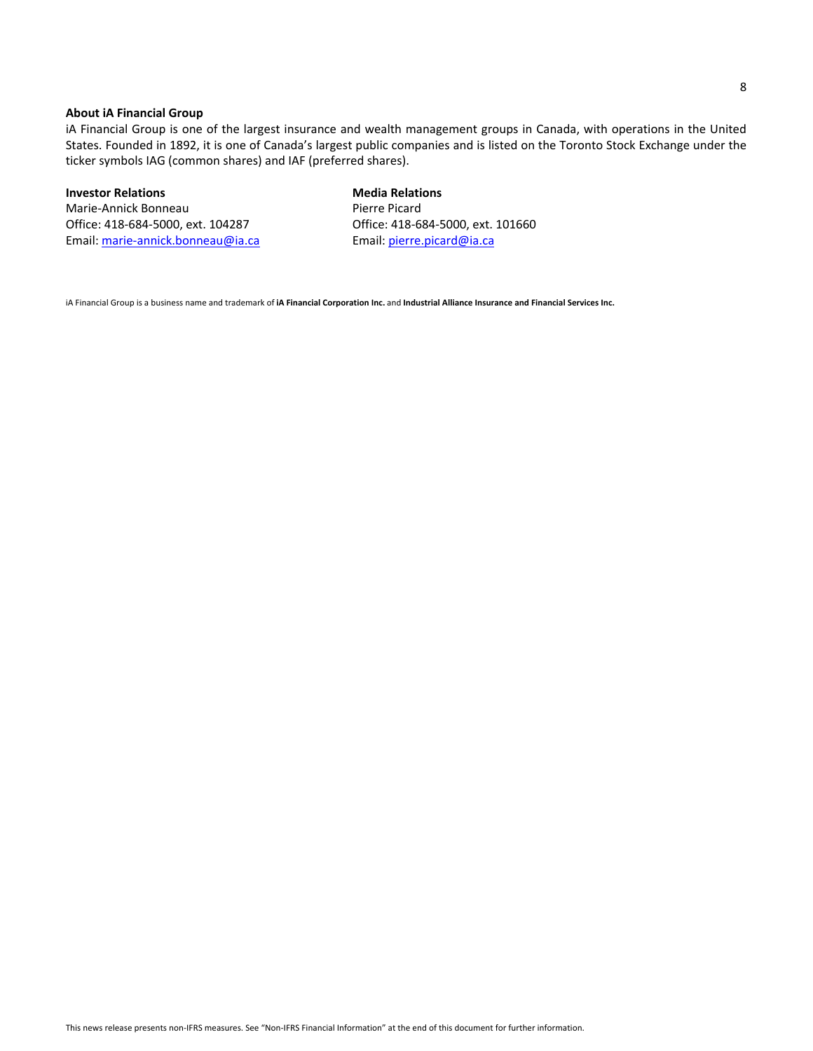**About iA Financial Group**

iA Financial Group is one of the largest insurance and wealth management groups in Canada, with operations in the United States. Founded in 1892, it is one of Canada's largest public companies and is listed on the Toronto Stock Exchange under the ticker symbols IAG (common shares) and IAF (preferred shares).

**Investor Relations**
Marie-Annick Bonneau
Office: 418-684-5000, ext. 104287
Email: marie-annick.bonneau@ia.ca

**Media Relations**
Pierre Picard
Office: 418-684-5000, ext. 101660
Email: pierre.picard@ia.ca

iA Financial Group is a business name and trademark of **iA Financial Corporation Inc.** and **Industrial Alliance Insurance and Financial Services Inc.**

This news release presents non-IFRS measures. See "Non-IFRS Financial Information" at the end of this document for further information.